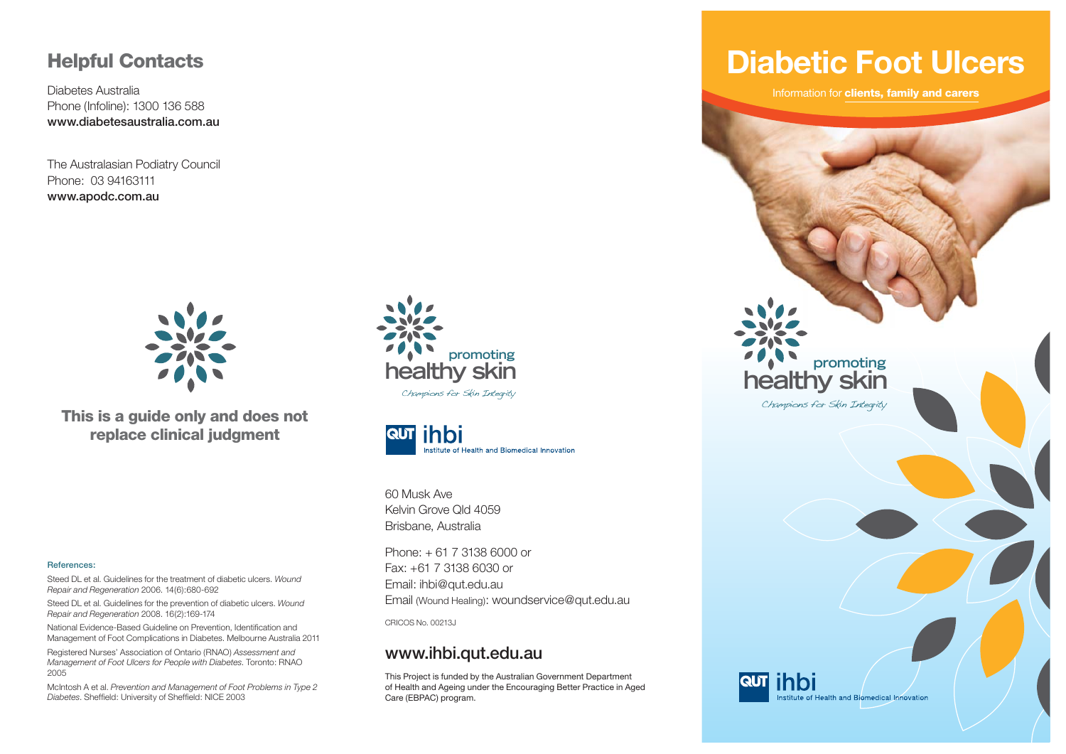## Helpful Contacts

Diabetes Australia
Phone (Infoline): 1300 136 588
**www.diabetesaustralia.com.au**

The Australasian Podiatry Council
Phone: 03 94163111
**www.apodc.com.au**

**This is a guide only and does not replace clinical judgment**

**References:**

Steed DL et al. Guidelines for the treatment of diabetic ulcers. *Wound Repair and Regeneration* 2006. 14(6):680-692

Steed DL et al. Guidelines for the prevention of diabetic ulcers. *Wound Repair and Regeneration* 2008. 16(2):169-174

National Evidence-Based Guideline on Prevention, Identification and Management of Foot Complications in Diabetes. Melbourne Australia 2011

Registered Nurses' Association of Ontario (RNAO) *Assessment and Management of Foot Ulcers for People with Diabetes*. Toronto: RNAO 2005

McIntosh A et al. *Prevention and Management of Foot Problems in Type 2 Diabetes*. Sheffield: University of Sheffield: NICE 2003

promoting healthy skin
*Champions for Skin Integrity*

QUT ihbi
Institute of Health and Biomedical Innovation

60 Musk Ave
Kelvin Grove Qld 4059
Brisbane, Australia

Phone: + 61 7 3138 6000 or
Fax: +61 7 3138 6030 or
Email: ihbi@qut.edu.au
Email (Wound Healing): woundservice@qut.edu.au

CRICOS No. 00213J

## www.ihbi.qut.edu.au

This Project is funded by the Australian Government Department of Health and Ageing under the Encouraging Better Practice in Aged Care (EBPAC) program.

# Diabetic Foot Ulcers

Information for **clients, family and carers**

promoting healthy skin
*Champions for Skin Integrity*

QUT ihbi
Institute of Health and Biomedical Innovation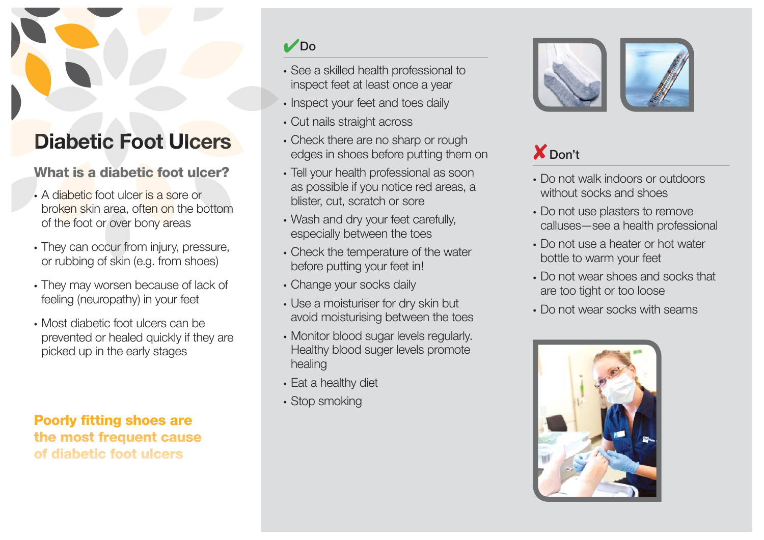# Diabetic Foot Ulcers

## What is a diabetic foot ulcer?

- A diabetic foot ulcer is a sore or broken skin area, often on the bottom of the foot or over bony areas
- They can occur from injury, pressure, or rubbing of skin (e.g. from shoes)
- They may worsen because of lack of feeling (neuropathy) in your feet
- Most diabetic foot ulcers can be prevented or healed quickly if they are picked up in the early stages

**Poorly fitting shoes are the most frequent cause of diabetic foot ulcers**

## ✔ Do

- See a skilled health professional to inspect feet at least once a year
- Inspect your feet and toes daily
- Cut nails straight across
- Check there are no sharp or rough edges in shoes before putting them on
- Tell your health professional as soon as possible if you notice red areas, a blister, cut, scratch or sore
- Wash and dry your feet carefully, especially between the toes
- Check the temperature of the water before putting your feet in!
- Change your socks daily
- Use a moisturiser for dry skin but avoid moisturising between the toes
- Monitor blood sugar levels regularly. Healthy blood suger levels promote healing
- Eat a healthy diet
- Stop smoking

## ✘ Don't

- Do not walk indoors or outdoors without socks and shoes
- Do not use plasters to remove calluses—see a health professional
- Do not use a heater or hot water bottle to warm your feet
- Do not wear shoes and socks that are too tight or too loose
- Do not wear socks with seams